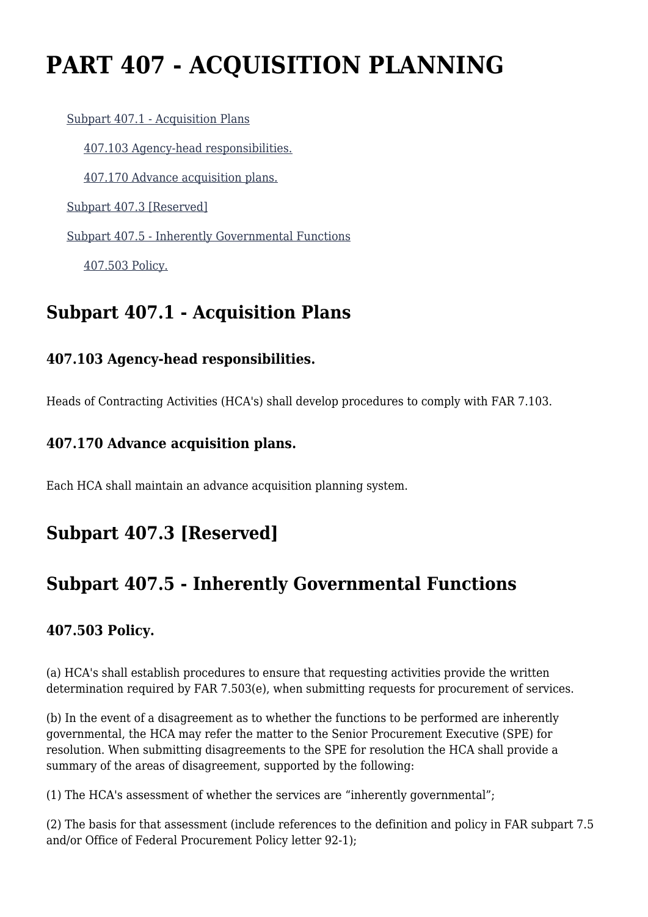# PART 407 - ACQUISITION PLANNING

- Subpart 407.1 - Acquisition Plans
  - 407.103 Agency-head responsibilities.
  - 407.170 Advance acquisition plans.
- Subpart 407.3 [Reserved]
- Subpart 407.5 - Inherently Governmental Functions
  - 407.503 Policy.

## Subpart 407.1 - Acquisition Plans

### 407.103 Agency-head responsibilities.

Heads of Contracting Activities (HCA's) shall develop procedures to comply with FAR 7.103.

### 407.170 Advance acquisition plans.

Each HCA shall maintain an advance acquisition planning system.

## Subpart 407.3 [Reserved]

## Subpart 407.5 - Inherently Governmental Functions

### 407.503 Policy.

(a) HCA's shall establish procedures to ensure that requesting activities provide the written determination required by FAR 7.503(e), when submitting requests for procurement of services.

(b) In the event of a disagreement as to whether the functions to be performed are inherently governmental, the HCA may refer the matter to the Senior Procurement Executive (SPE) for resolution. When submitting disagreements to the SPE for resolution the HCA shall provide a summary of the areas of disagreement, supported by the following:

(1) The HCA's assessment of whether the services are “inherently governmental”;

(2) The basis for that assessment (include references to the definition and policy in FAR subpart 7.5 and/or Office of Federal Procurement Policy letter 92-1);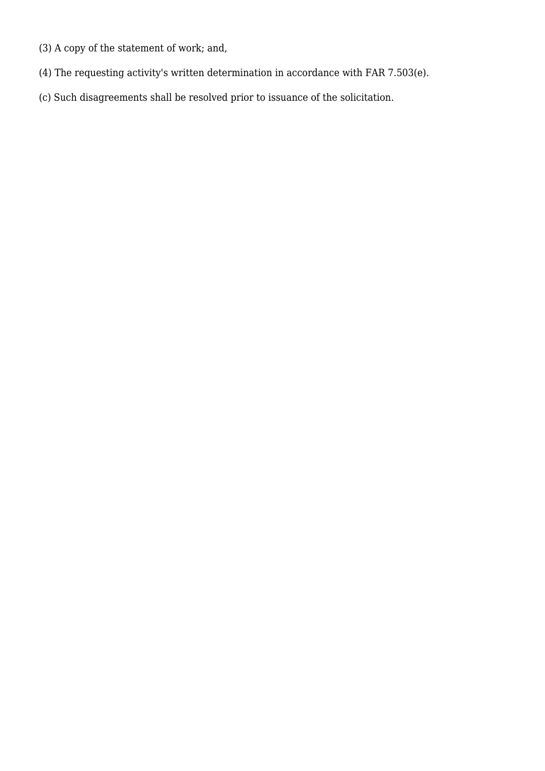(3) A copy of the statement of work; and,

(4) The requesting activity's written determination in accordance with FAR 7.503(e).

(c) Such disagreements shall be resolved prior to issuance of the solicitation.